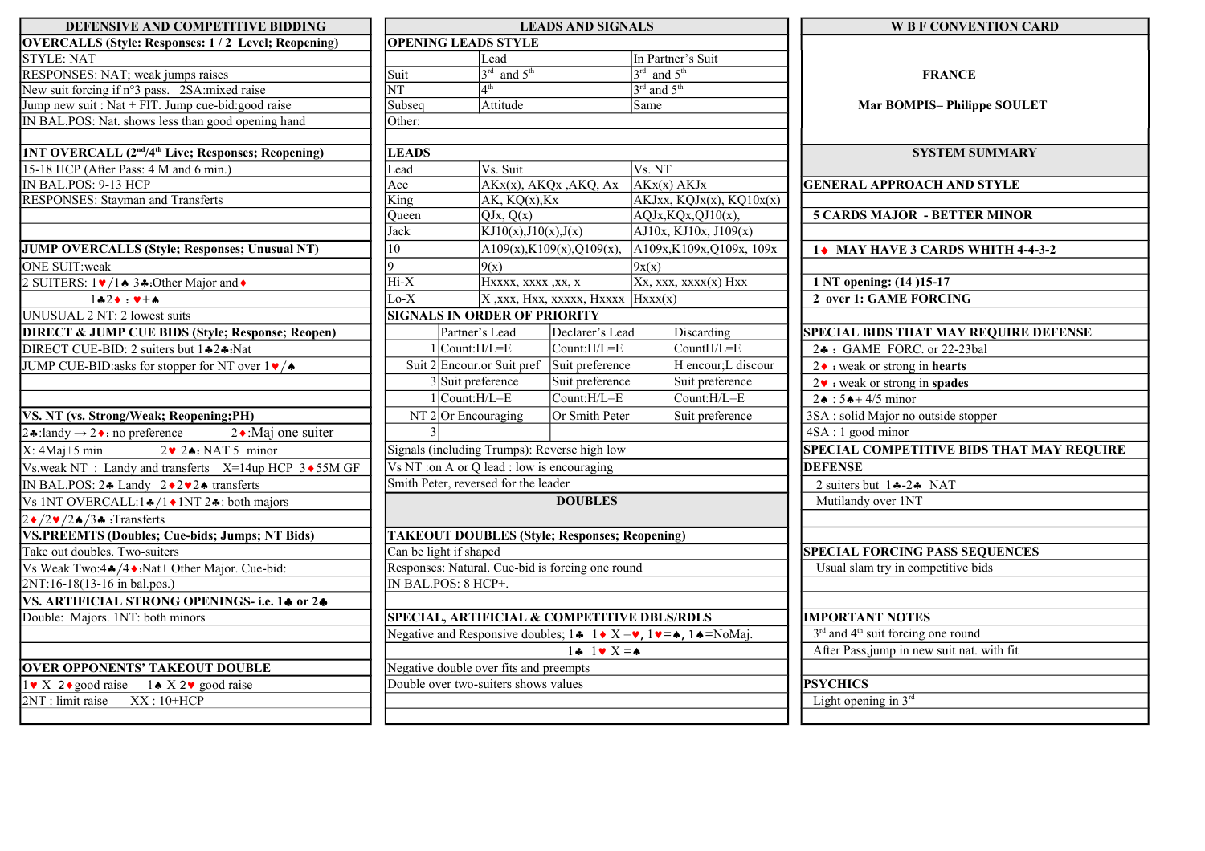## DEFENSIVE AND COMPETITIVE BIDDING

**OVERCALLS (Style: Responses: 1 / 2 Level; Reopening)**

STYLE: NAT
RESPONSES: NAT; weak jumps raises
New suit forcing if n°3 pass. 2SA:mixed raise
Jump new suit : Nat + FIT. Jump cue-bid:good raise
IN BAL.POS: Nat. shows less than good opening hand

**1NT OVERCALL (2nd/4th Live; Responses; Reopening)**

15-18 HCP (After Pass: 4 M and 6 min.)
IN BAL.POS: 9-13 HCP
RESPONSES: Stayman and Transfers

**JUMP OVERCALLS (Style; Responses; Unusual NT)**

ONE SUIT:weak
2 SUITERS: 1♥/1♠ 3♣:Other Major and♦
1♣2♦ : ♥+♠
UNUSUAL 2 NT: 2 lowest suits

**DIRECT & JUMP CUE BIDS (Style; Response; Reopen)**

DIRECT CUE-BID: 2 suiters but 1♣2♣:Nat
JUMP CUE-BID:asks for stopper for NT over 1♥/♠

**VS. NT (vs. Strong/Weak; Reopening;PH)**

2♣:landy → 2♦: no preference 2♦:Maj one suiter
X: 4Maj+5 min 2♥ 2♠: NAT 5+minor
Vs.weak NT : Landy and transferts X=14up HCP 3♦55M GF
IN BAL.POS: 2♣ Landy 2♦2♥2♠ transferts
Vs 1NT OVERCALL:1♣/1♦1NT 2♣: both majors
2♦/2♥/2♠/3♣ :Transferts

**VS.PREEMTS (Doubles; Cue-bids; Jumps; NT Bids)**

Take out doubles. Two-suiters
Vs Weak Two:4♣/4♦:Nat+ Other Major. Cue-bid:
2NT:16-18(13-16 in bal.pos.)

**VS. ARTIFICIAL STRONG OPENINGS- i.e. 1♣ or 2♣**

Double: Majors. 1NT: both minors

**OVER OPPONENTS' TAKEOUT DOUBLE**

1♥ X 2♦good raise 1♠ X 2♥ good raise
2NT : limit raise XX : 10+HCP

## LEADS AND SIGNALS

**OPENING LEADS STYLE**

| | Lead | In Partner's Suit |
|---|---|---|
| Suit | 3rd and 5th | 3rd and 5th |
| NT | 4th | 3rd and 5th |
| Subseq | Attitude | Same |
| Other: | | |

**LEADS**

| Lead | Vs. Suit | Vs. NT |
|---|---|---|
| Ace | AKx(x), AKQx ,AKQ, Ax | AKx(x) AKJx |
| King | AK, KQ(x),Kx | AKJxx, KQJx(x), KQ10x(x) |
| Queen | QJx, Q(x) | AQJx,KQx,QJ10(x), |
| Jack | KJ10(x),J10(x),J(x) | AJ10x, KJ10x, J109(x) |
| 10 | A109(x),K109(x),Q109(x), | A109x,K109x,Q109x, 109x |
| 9 | 9(x) | 9x(x) |
| Hi-X | Hxxxx, xxxx ,xx, x | Xx, xxx, xxxx(x) Hxx |
| Lo-X | X ,xxx, Hxx, xxxxx, Hxxxx | Hxxx(x) |

**SIGNALS IN ORDER OF PRIORITY**

| | | Partner's Lead | Declarer's Lead | Discarding |
|---|---|---|---|---|
| Suit | 1 | Count:H/L=E | Count:H/L=E | CountH/L=E |
| | 2 | Encour.or Suit pref | Suit preference | H encour;L discour |
| | 3 | Suit preference | Suit preference | Suit preference |
| NT | 1 | Count:H/L=E | Count:H/L=E | Count:H/L=E |
| | 2 | Or Encouraging | Or Smith Peter | Suit preference |
| | 3 | | | |

Signals (including Trumps): Reverse high low
Vs NT :on A or Q lead : low is encouraging
Smith Peter, reversed for the leader

**DOUBLES**

**TAKEOUT DOUBLES (Style; Responses; Reopening)**

Can be light if shaped
Responses: Natural. Cue-bid is forcing one round
IN BAL.POS: 8 HCP+.

**SPECIAL, ARTIFICIAL & COMPETITIVE DBLS/RDLS**

Negative and Responsive doubles; 1♣ 1♦ X =♥, 1♥=♠, 1♠=NoMaj.
1♣ 1♥ X =♠
Negative double over fits and preempts
Double over two-suiters shows values

## W B F CONVENTION CARD

**FRANCE**

**Mar BOMPIS– Philippe SOULET**

**SYSTEM SUMMARY**

**GENERAL APPROACH AND STYLE**

**5 CARDS MAJOR - BETTER MINOR**

**1♦ MAY HAVE 3 CARDS WHITH 4-4-3-2**

**1 NT opening: (14 )15-17**

**2 over 1: GAME FORCING**

**SPECIAL BIDS THAT MAY REQUIRE DEFENSE**

2♣ : GAME FORC. or 22-23bal
2♦ : weak or strong in **hearts**
2♥ : weak or strong in **spades**
2♠ : 5♠+ 4/5 minor
3SA : solid Major no outside stopper
4SA : 1 good minor

**SPECIAL COMPETITIVE BIDS THAT MAY REQUIRE DEFENSE**

2 suiters but 1♣-2♣ NAT
Mutilandy over 1NT

**SPECIAL FORCING PASS SEQUENCES**

Usual slam try in competitive bids

**IMPORTANT NOTES**

3rd and 4th suit forcing one round
After Pass,jump in new suit nat. with fit

**PSYCHICS**

Light opening in 3rd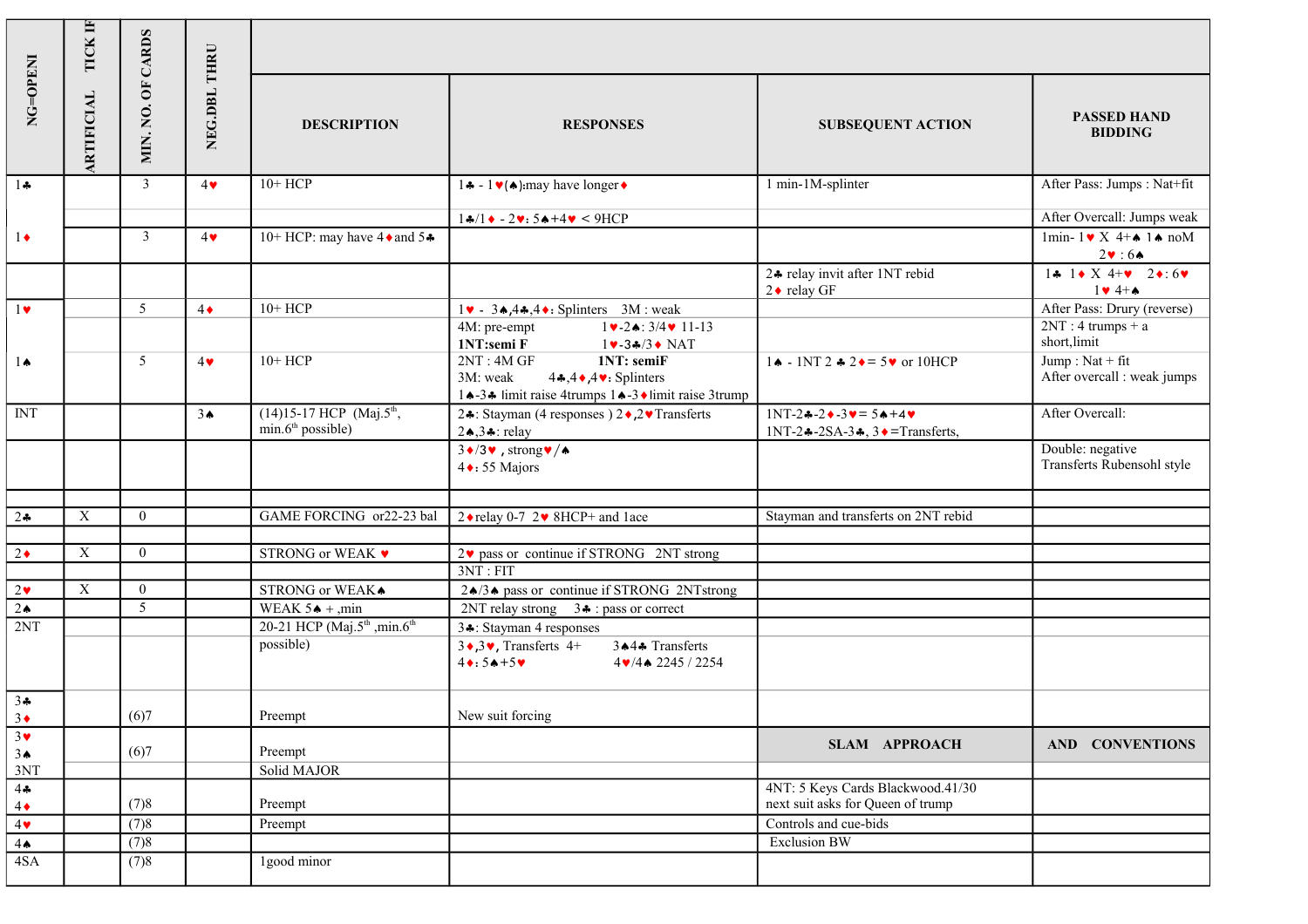| OPENING | ARTIFICIAL TICK IF | MIN. NO. OF CARDS | NEG.DBL THRU | DESCRIPTION | RESPONSES | SUBSEQUENT ACTION | PASSED HAND BIDDING |
|---|---|---|---|---|---|---|---|
| 1♣ | | 3 | 4♥ | 10+ HCP | 1♣ - 1♥(♠):may have longer♦ | 1 min-1M-splinter | After Pass: Jumps : Nat+fit |
| | | | | | 1♣/1♦ - 2♥: 5♠+4♥ < 9HCP | | After Overcall: Jumps weak |
| 1♦ | | 3 | 4♥ | 10+ HCP: may have 4♦and 5♣ | | | 1min- 1♥ X 4+♠ 1♠ noM 2♥ : 6♠ |
| | | | | | | 2♣ relay invit after 1NT rebid 2♦ relay GF | 1♣ 1♦ X 4+♥ 2♦: 6♥ 1♥ 4+♠ |
| 1♥ | | 5 | 4♦ | 10+ HCP | 1♥ - 3♠,4♣,4♦: Splinters 3M : weak | | After Pass: Drury (reverse) |
| | | | | | 4M: pre-empt 1♥-2♠: 3/4♥ 11-13 **1NT:semi F** 1♥-3♣/3♦ NAT | | 2NT : 4 trumps + a short,limit |
| 1♠ | | 5 | 4♥ | 10+ HCP | 2NT : 4M GF **1NT: semiF** 3M: weak 4♣,4♦,4♥: Splinters 1♠-3♣ limit raise 4trumps 1♠-3♦limit raise 3trump | 1♠ - 1NT 2 ♣ 2♦= 5♥ or 10HCP | Jump : Nat + fit After overcall : weak jumps |
| INT | | | 3♠ | (14)15-17 HCP (Maj.5th, min.6th possible) | 2♣: Stayman (4 responses ) 2♦,2♥Transferts 2♠,3♣: relay | 1NT-2♣-2♦-3♥= 5♠+4♥ 1NT-2♣-2SA-3♣, 3♦=Transferts, | After Overcall: |
| | | | | | 3♦/3♥ , strong♥/♠ 4♦: 55 Majors | | Double: negative Transferts Rubensohl style |
| | | | | | | | |
| 2♣ | X | 0 | | GAME FORCING or22-23 bal | 2♦relay 0-7 2♥ 8HCP+ and 1ace | Stayman and transferts on 2NT rebid | |
| | | | | | | | |
| 2♦ | X | 0 | | STRONG or WEAK ♥ | 2♥ pass or continue if STRONG 2NT strong | | |
| | | | | | 3NT : FIT | | |
| 2♥ | X | 0 | | STRONG or WEAK♠ | 2♠/3♠ pass or continue if STRONG 2NTstrong | | |
| 2♠ | | 5 | | WEAK 5♠ + ,min | 2NT relay strong 3♣ : pass or correct | | |
| 2NT | | | | 20-21 HCP (Maj.5th ,min.6th possible) | 3♣: Stayman 4 responses | | |
| | | | | | 3♦,3♥, Transferts 4+ 3♠4♣ Transferts 4♦: 5♠+5♥ 4♥/4♠ 2245 / 2254 | | |
| 3♣ 3♦ | | (6)7 | | Preempt | New suit forcing | | |
| 3♥ 3♠ | | (6)7 | | Preempt | | **SLAM APPROACH** | **AND CONVENTIONS** |
| 3NT | | | | Solid MAJOR | | | |
| 4♣ 4♦ | | (7)8 | | Preempt | | 4NT: 5 Keys Cards Blackwood.41/30 next suit asks for Queen of trump | |
| 4♥ | | (7)8 | | Preempt | | Controls and cue-bids | |
| 4♠ | | (7)8 | | | | Exclusion BW | |
| 4SA | | (7)8 | | 1good minor | | | |